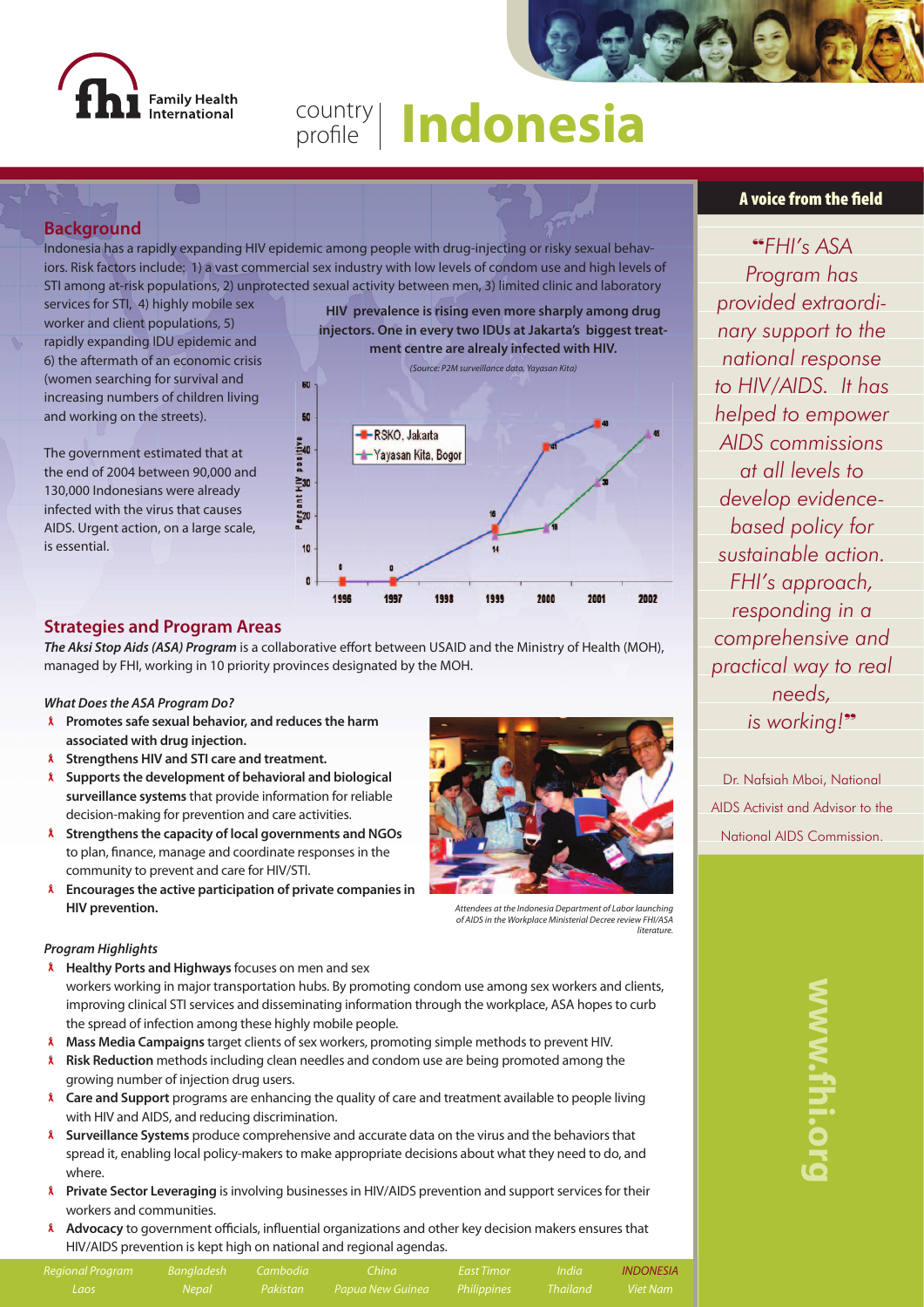# country profile | Indonesia

## Background

Indonesia has a rapidly expanding HIV epidemic among people with drug-injecting or risky sexual behaviors. Risk factors include: 1) a vast commercial sex industry with low levels of condom use and high levels of STI among at-risk populations, 2) unprotected sexual activity between men, 3) limited clinic and laboratory services for STI, 4) highly mobile sex worker and client populations, 5) rapidly expanding IDU epidemic and 6) the aftermath of an economic crisis (women searching for survival and increasing numbers of children living and working on the streets).

The government estimated that at the end of 2004 between 90,000 and 130,000 Indonesians were already infected with the virus that causes AIDS. Urgent action, on a large scale, is essential.

**HIV prevalence is rising even more sharply among drug injectors. One in every two IDUs at Jakarta's biggest treatment centre are alrealy infected with HIV.**

*(Source: P2M surveillance data, Yayasan Kita)*

| Year | RSKO, Jakarta | Yayasan Kita, Bogor |
|---|---|---|
| 1996 | 0 | |
| 1997 | 0 | |
| 1999 | 16 | 14 |
| 2000 | 41 | 16 |
| 2001 | 48 | 30 |
| 2002 | | 45 |

## Strategies and Program Areas

***The Aksi Stop Aids (ASA) Program*** is a collaborative effort between USAID and the Ministry of Health (MOH), managed by FHI, working in 10 priority provinces designated by the MOH.

*What Does the ASA Program Do?*

- **Promotes safe sexual behavior, and reduces the harm associated with drug injection.**
- **Strengthens HIV and STI care and treatment.**
- **Supports the development of behavioral and biological surveillance systems** that provide information for reliable decision-making for prevention and care activities.
- **Strengthens the capacity of local governments and NGOs** to plan, finance, manage and coordinate responses in the community to prevent and care for HIV/STI.
- **Encourages the active participation of private companies in HIV prevention.**

*Attendees at the Indonesia Department of Labor launching of AIDS in the Workplace Ministerial Decree review FHI/ASA literature.*

*Program Highlights*

- **Healthy Ports and Highways** focuses on men and sex workers working in major transportation hubs. By promoting condom use among sex workers and clients, improving clinical STI services and disseminating information through the workplace, ASA hopes to curb the spread of infection among these highly mobile people.
- **Mass Media Campaigns** target clients of sex workers, promoting simple methods to prevent HIV.
- **Risk Reduction** methods including clean needles and condom use are being promoted among the growing number of injection drug users.
- **Care and Support** programs are enhancing the quality of care and treatment available to people living with HIV and AIDS, and reducing discrimination.
- **Surveillance Systems** produce comprehensive and accurate data on the virus and the behaviors that spread it, enabling local policy-makers to make appropriate decisions about what they need to do, and where.
- **Private Sector Leveraging** is involving businesses in HIV/AIDS prevention and support services for their workers and communities.
- **Advocacy** to government officials, influential organizations and other key decision makers ensures that HIV/AIDS prevention is kept high on national and regional agendas.

## A voice from the field

*"FHI's ASA Program has provided extraordinary support to the national response to HIV/AIDS. It has helped to empower AIDS commissions at all levels to develop evidence-based policy for sustainable action. FHI's approach, responding in a comprehensive and practical way to real needs, is working!"*

Dr. Nafsiah Mboi, National AIDS Activist and Advisor to the National AIDS Commission.

www.fhi.org

*Regional Program | Bangladesh | Cambodia | China | East Timor | India | INDONESIA | Laos | Nepal | Pakistan | Papua New Guinea | Philippines | Thailand | Viet Nam*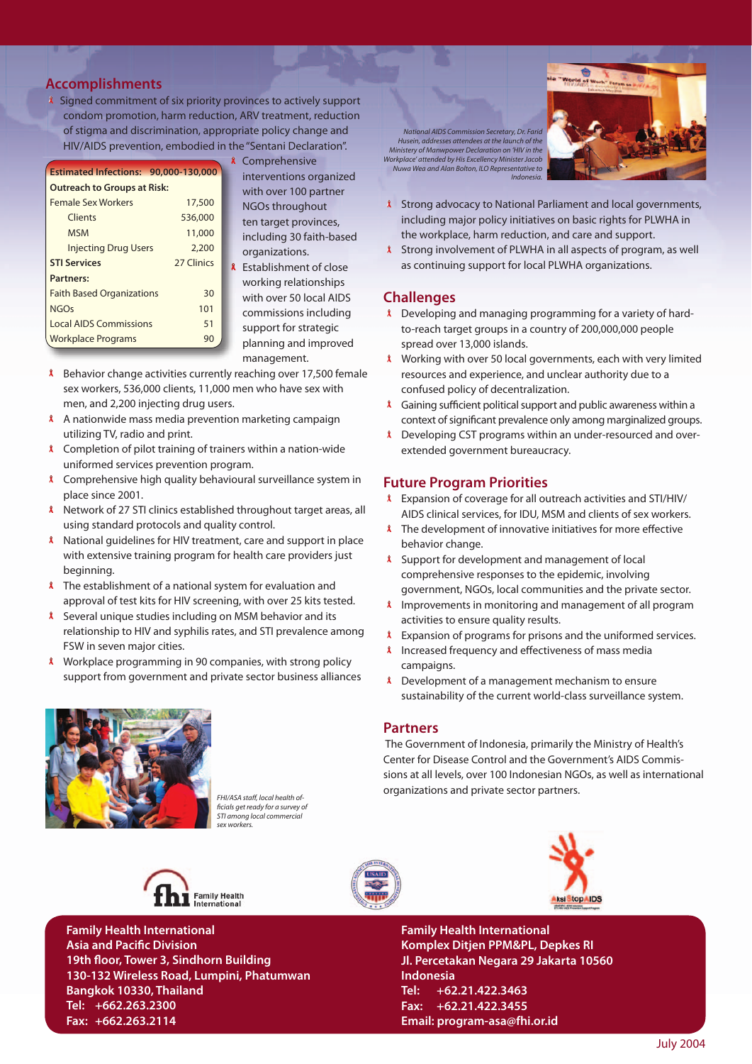## Accomplishments

- Signed commitment of six priority provinces to actively support condom promotion, harm reduction, ARV treatment, reduction of stigma and discrimination, appropriate policy change and HIV/AIDS prevention, embodied in the "Sentani Declaration".

| Estimated Infections: | 90,000-130,000 |
|---|---|
| **Outreach to Groups at Risk:** | |
| Female Sex Workers | 17,500 |
| Clients | 536,000 |
| MSM | 11,000 |
| Injecting Drug Users | 2,200 |
| **STI Services** | 27 Clinics |
| **Partners:** | |
| Faith Based Organizations | 30 |
| NGOs | 101 |
| Local AIDS Commissions | 51 |
| Workplace Programs | 90 |

- Comprehensive interventions organized with over 100 partner NGOs throughout ten target provinces, including 30 faith-based organizations.
- Establishment of close working relationships with over 50 local AIDS commissions including support for strategic planning and improved management.
- Behavior change activities currently reaching over 17,500 female sex workers, 536,000 clients, 11,000 men who have sex with men, and 2,200 injecting drug users.
- A nationwide mass media prevention marketing campaign utilizing TV, radio and print.
- Completion of pilot training of trainers within a nation-wide uniformed services prevention program.
- Comprehensive high quality behavioural surveillance system in place since 2001.
- Network of 27 STI clinics established throughout target areas, all using standard protocols and quality control.
- National guidelines for HIV treatment, care and support in place with extensive training program for health care providers just beginning.
- The establishment of a national system for evaluation and approval of test kits for HIV screening, with over 25 kits tested.
- Several unique studies including on MSM behavior and its relationship to HIV and syphilis rates, and STI prevalence among FSW in seven major cities.
- Workplace programming in 90 companies, with strong policy support from government and private sector business alliances

*FHI/ASA staff, local health officials get ready for a survey of STI among local commercial sex workers.*

*National AIDS Commission Secretary, Dr. Farid Husein, addresses attendees at the launch of the Ministry of Manwpower Declaration on 'HIV in the Workplace' attended by His Excellency Minister Jacob Nuwa Wea and Alan Bolton, ILO Representative to Indonesia.*

- Strong advocacy to National Parliament and local governments, including major policy initiatives on basic rights for PLWHA in the workplace, harm reduction, and care and support.
- Strong involvement of PLWHA in all aspects of program, as well as continuing support for local PLWHA organizations.

## Challenges

- Developing and managing programming for a variety of hard-to-reach target groups in a country of 200,000,000 people spread over 13,000 islands.
- Working with over 50 local governments, each with very limited resources and experience, and unclear authority due to a confused policy of decentralization.
- Gaining sufficient political support and public awareness within a context of significant prevalence only among marginalized groups.
- Developing CST programs within an under-resourced and over-extended government bureaucracy.

## Future Program Priorities

- Expansion of coverage for all outreach activities and STI/HIV/AIDS clinical services, for IDU, MSM and clients of sex workers.
- The development of innovative initiatives for more effective behavior change.
- Support for development and management of local comprehensive responses to the epidemic, involving government, NGOs, local communities and the private sector.
- Improvements in monitoring and management of all program activities to ensure quality results.
- Expansion of programs for prisons and the uniformed services.
- Increased frequency and effectiveness of mass media campaigns.
- Development of a management mechanism to ensure sustainability of the current world-class surveillance system.

## Partners

The Government of Indonesia, primarily the Ministry of Health's Center for Disease Control and the Government's AIDS Commissions at all levels, over 100 Indonesian NGOs, as well as international organizations and private sector partners.

**Family Health International**
**Asia and Pacific Division**
**19th floor, Tower 3, Sindhorn Building**
**130-132 Wireless Road, Lumpini, Phatumwan**
**Bangkok 10330, Thailand**
**Tel: +662.263.2300**
**Fax: +662.263.2114**

**Family Health International**
**Komplex Ditjen PPM&PL, Depkes RI**
**Jl. Percetakan Negara 29 Jakarta 10560**
**Indonesia**
**Tel: +62.21.422.3463**
**Fax: +62.21.422.3455**
**Email: program-asa@fhi.or.id**

July 2004